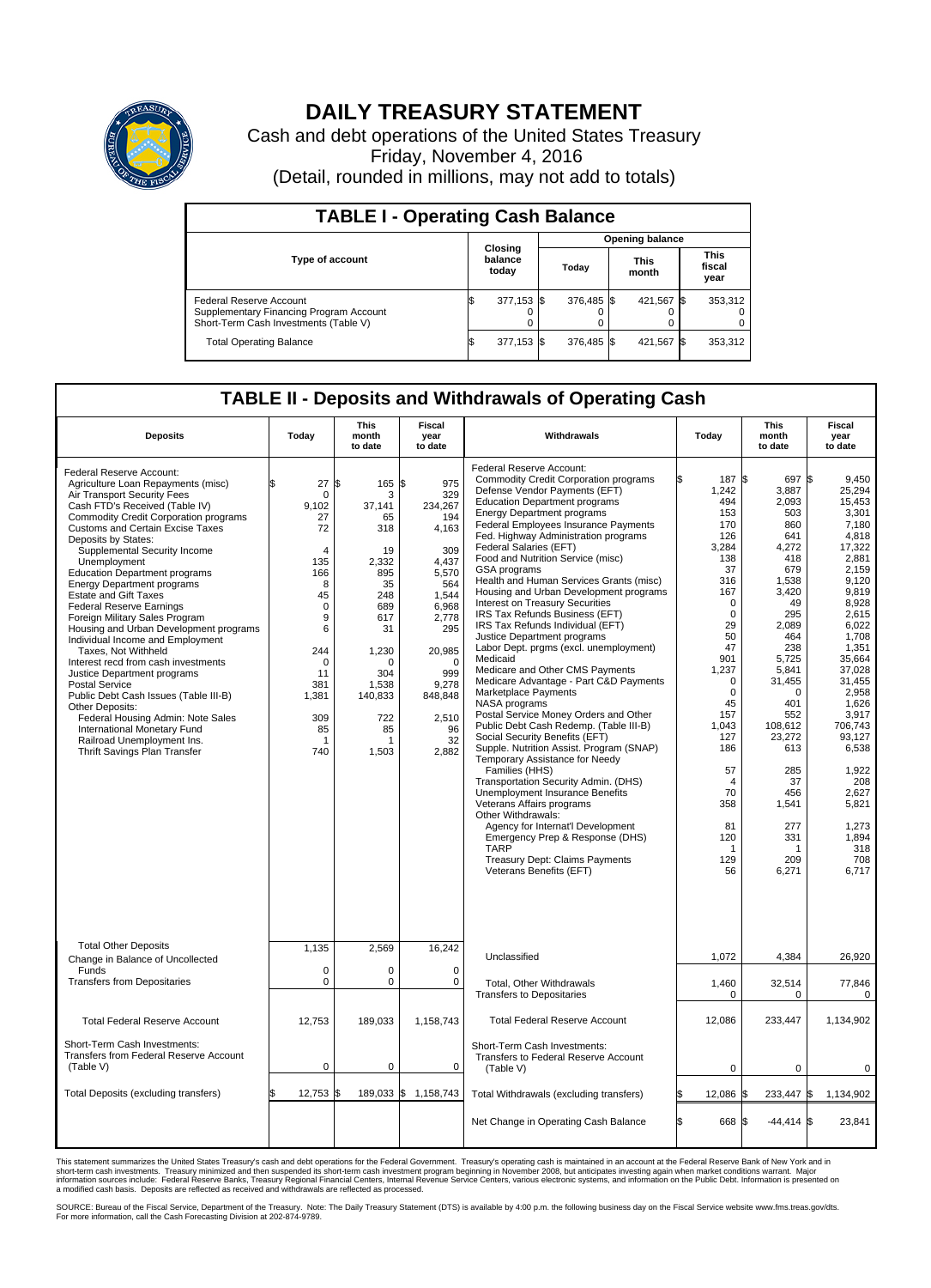# DAILY TREASURY STATEMENT

Cash and debt operations of the United States Treasury

Friday, November 4, 2016

(Detail, rounded in millions, may not add to totals)

## TABLE I - Operating Cash Balance

| Type of account | Closing balance today | Opening balance Today | Opening balance This month | Opening balance This fiscal year |
|---|---|---|---|---|
| Federal Reserve Account | $ 377,153 | $ 376,485 | $ 421,567 | $ 353,312 |
| Supplementary Financing Program Account | 0 | 0 | 0 | 0 |
| Short-Term Cash Investments (Table V) | 0 | 0 | 0 | 0 |
| Total Operating Balance | $ 377,153 | $ 376,485 | $ 421,567 | $ 353,312 |

## TABLE II - Deposits and Withdrawals of Operating Cash

| Deposits | Today | This month to date | Fiscal year to date |
|---|---|---|---|
| Federal Reserve Account: | | | |
| Agriculture Loan Repayments (misc) | $ 27 | $ 165 | $ 975 |
| Air Transport Security Fees | 0 | 3 | 329 |
| Cash FTD's Received (Table IV) | 9,102 | 37,141 | 234,267 |
| Commodity Credit Corporation programs | 27 | 65 | 194 |
| Customs and Certain Excise Taxes | 72 | 318 | 4,163 |
| Deposits by States: | | | |
| Supplemental Security Income | 4 | 19 | 309 |
| Unemployment | 135 | 2,332 | 4,437 |
| Education Department programs | 166 | 895 | 5,570 |
| Energy Department programs | 8 | 35 | 564 |
| Estate and Gift Taxes | 45 | 248 | 1,544 |
| Federal Reserve Earnings | 0 | 689 | 6,968 |
| Foreign Military Sales Program | 9 | 617 | 2,778 |
| Housing and Urban Development programs | 6 | 31 | 295 |
| Individual Income and Employment Taxes, Not Withheld | 244 | 1,230 | 20,985 |
| Interest recd from cash investments | 0 | 0 | 0 |
| Justice Department programs | 11 | 304 | 999 |
| Postal Service | 381 | 1,538 | 9,278 |
| Public Debt Cash Issues (Table III-B) | 1,381 | 140,833 | 848,848 |
| Other Deposits: | | | |
| Federal Housing Admin: Note Sales | 309 | 722 | 2,510 |
| International Monetary Fund | 85 | 85 | 96 |
| Railroad Unemployment Ins. | 1 | 1 | 32 |
| Thrift Savings Plan Transfer | 740 | 1,503 | 2,882 |
| Total Other Deposits | 1,135 | 2,569 | 16,242 |
| Change in Balance of Uncollected Funds | 0 | 0 | 0 |
| Transfers from Depositaries | 0 | 0 | 0 |
| Total Federal Reserve Account | 12,753 | 189,033 | 1,158,743 |
| Short-Term Cash Investments: Transfers from Federal Reserve Account (Table V) | 0 | 0 | 0 |
| Total Deposits (excluding transfers) | $ 12,753 | $ 189,033 | $ 1,158,743 |

| Withdrawals | Today | This month to date | Fiscal year to date |
|---|---|---|---|
| Federal Reserve Account: | | | |
| Commodity Credit Corporation programs | $ 187 | $ 697 | $ 9,450 |
| Defense Vendor Payments (EFT) | 1,242 | 3,887 | 25,294 |
| Education Department programs | 494 | 2,093 | 15,453 |
| Energy Department programs | 153 | 503 | 3,301 |
| Federal Employees Insurance Payments | 170 | 860 | 7,180 |
| Fed. Highway Administration programs | 126 | 641 | 4,818 |
| Federal Salaries (EFT) | 3,284 | 4,272 | 17,322 |
| Food and Nutrition Service (misc) | 138 | 418 | 2,881 |
| GSA programs | 37 | 679 | 2,159 |
| Health and Human Services Grants (misc) | 316 | 1,538 | 9,120 |
| Housing and Urban Development programs | 167 | 3,420 | 9,819 |
| Interest on Treasury Securities | 0 | 49 | 8,928 |
| IRS Tax Refunds Business (EFT) | 0 | 295 | 2,615 |
| IRS Tax Refunds Individual (EFT) | 29 | 2,089 | 6,022 |
| Justice Department programs | 50 | 464 | 1,708 |
| Labor Dept. prgms (excl. unemployment) | 47 | 238 | 1,351 |
| Medicaid | 901 | 5,725 | 35,664 |
| Medicare and Other CMS Payments | 1,237 | 5,841 | 37,028 |
| Medicare Advantage - Part C&D Payments | 0 | 31,455 | 31,455 |
| Marketplace Payments | 0 | 0 | 2,958 |
| NASA programs | 45 | 401 | 1,626 |
| Postal Service Money Orders and Other | 157 | 552 | 3,917 |
| Public Debt Cash Redemp. (Table III-B) | 1,043 | 108,612 | 706,743 |
| Social Security Benefits (EFT) | 127 | 23,272 | 93,127 |
| Supple. Nutrition Assist. Program (SNAP) | 186 | 613 | 6,538 |
| Temporary Assistance for Needy Families (HHS) | 57 | 285 | 1,922 |
| Transportation Security Admin. (DHS) | 4 | 37 | 208 |
| Unemployment Insurance Benefits | 70 | 456 | 2,627 |
| Veterans Affairs programs | 358 | 1,541 | 5,821 |
| Other Withdrawals: | | | |
| Agency for Internat'l Development | 81 | 277 | 1,273 |
| Emergency Prep & Response (DHS) | 120 | 331 | 1,894 |
| TARP | 1 | 1 | 318 |
| Treasury Dept: Claims Payments | 129 | 209 | 708 |
| Veterans Benefits (EFT) | 56 | 6,271 | 6,717 |
| Unclassified | 1,072 | 4,384 | 26,920 |
| Total, Other Withdrawals | 1,460 | 32,514 | 77,846 |
| Transfers to Depositaries | 0 | 0 | 0 |
| Total Federal Reserve Account | 12,086 | 233,447 | 1,134,902 |
| Short-Term Cash Investments: Transfers to Federal Reserve Account (Table V) | 0 | 0 | 0 |
| Total Withdrawals (excluding transfers) | $ 12,086 | $ 233,447 | $ 1,134,902 |
| Net Change in Operating Cash Balance | $ 668 | $ -44,414 | $ 23,841 |

This statement summarizes the United States Treasury's cash and debt operations for the Federal Government. Treasury's operating cash is maintained in an account at the Federal Reserve Bank of New York and in short-term cash investments. Treasury minimized and then suspended its short-term cash investment program beginning in November 2008, but anticipates investing again when market conditions warrant. Major information sources include: Federal Reserve Banks, Treasury Regional Financial Centers, Internal Revenue Service Centers, various electronic systems, and information on the Public Debt. Information is presented on a modified cash basis. Deposits are reflected as received and withdrawals are reflected as processed.

SOURCE: Bureau of the Fiscal Service, Department of the Treasury. Note: The Daily Treasury Statement (DTS) is available by 4:00 p.m. the following business day on the Fiscal Service website www.fms.treas.gov/dts. For more information, call the Cash Forecasting Division at 202-874-9789.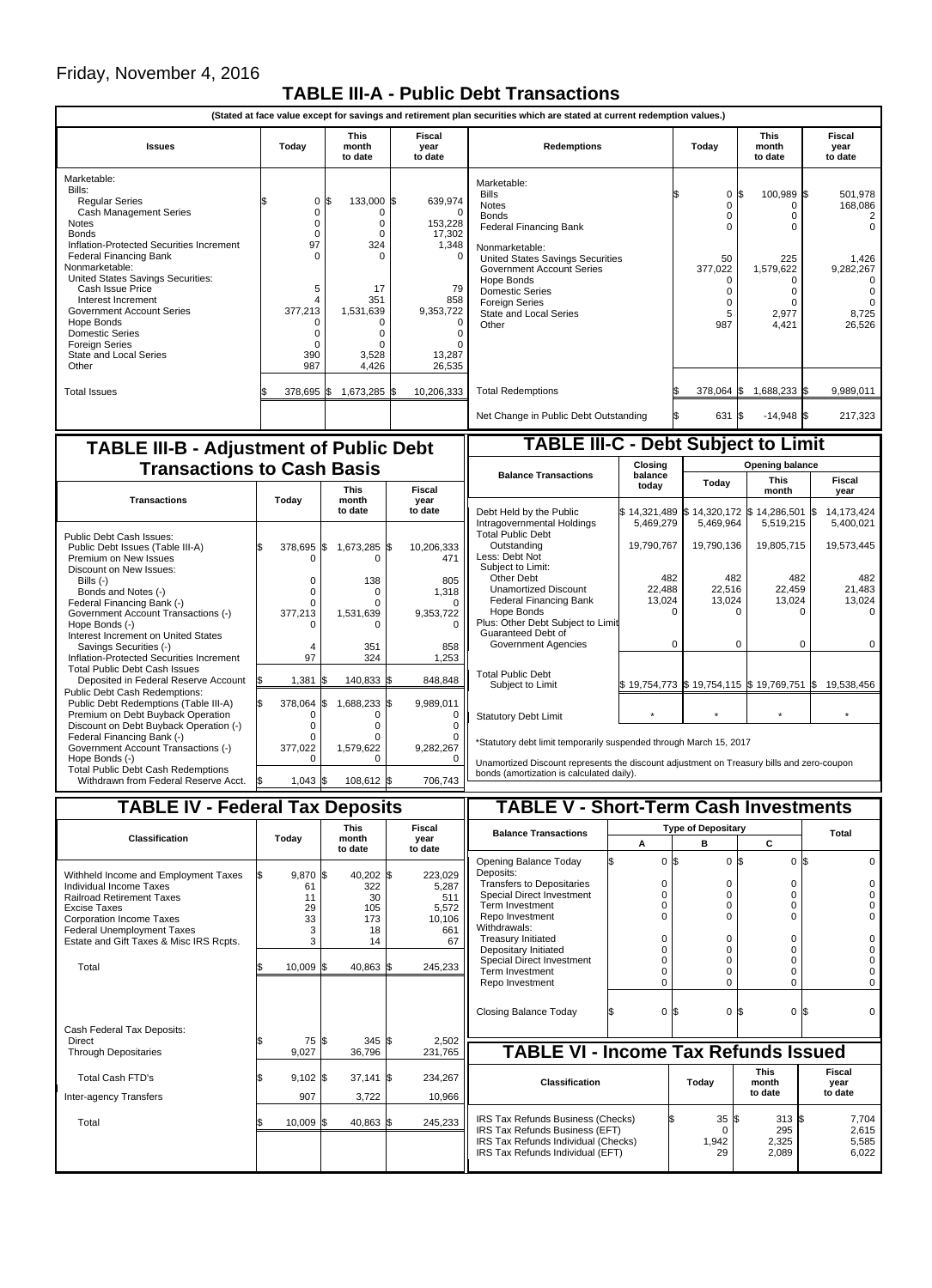Friday, November 4, 2016

# TABLE III-A - Public Debt Transactions

(Stated at face value except for savings and retirement plan securities which are stated at current redemption values.)

| Issues | Today | This month to date | Fiscal year to date |
|---|---|---|---|
| Marketable: | | | |
| Bills: | | | |
| Regular Series | $ 0 | $ 133,000 | $ 639,974 |
| Cash Management Series | 0 | 0 | 0 |
| Notes | 0 | 0 | 153,228 |
| Bonds | 0 | 0 | 17,302 |
| Inflation-Protected Securities Increment | 97 | 324 | 1,348 |
| Federal Financing Bank | 0 | 0 | 0 |
| Nonmarketable: | | | |
| United States Savings Securities: | | | |
| Cash Issue Price | 5 | 17 | 79 |
| Interest Increment | 4 | 351 | 858 |
| Government Account Series | 377,213 | 1,531,639 | 9,353,722 |
| Hope Bonds | 0 | 0 | 0 |
| Domestic Series | 0 | 0 | 0 |
| Foreign Series | 0 | 0 | 0 |
| State and Local Series | 390 | 3,528 | 13,287 |
| Other | 987 | 4,426 | 26,535 |
| Total Issues | $ 378,695 | $ 1,673,285 | $ 10,206,333 |

| Redemptions | Today | This month to date | Fiscal year to date |
|---|---|---|---|
| Marketable: | | | |
| Bills | $ 0 | $ 100,989 | $ 501,978 |
| Notes | 0 | 0 | 168,086 |
| Bonds | 0 | 0 | 2 |
| Federal Financing Bank | 0 | 0 | 0 |
| Nonmarketable: | | | |
| United States Savings Securities | 50 | 225 | 1,426 |
| Government Account Series | 377,022 | 1,579,622 | 9,282,267 |
| Hope Bonds | 0 | 0 | 0 |
| Domestic Series | 0 | 0 | 0 |
| Foreign Series | 0 | 0 | 0 |
| State and Local Series | 5 | 2,977 | 8,725 |
| Other | 987 | 4,421 | 26,526 |
| Total Redemptions | $ 378,064 | $ 1,688,233 | $ 9,989,011 |
| Net Change in Public Debt Outstanding | $ 631 | $ -14,948 | $ 217,323 |

# TABLE III-B - Adjustment of Public Debt Transactions to Cash Basis

| Transactions | Today | This month to date | Fiscal year to date |
|---|---|---|---|
| Public Debt Cash Issues: | | | |
| Public Debt Issues (Table III-A) | $ 378,695 | $ 1,673,285 | $ 10,206,333 |
| Premium on New Issues | 0 | 0 | 471 |
| Discount on New Issues: | | | |
| Bills (-) | 0 | 138 | 805 |
| Bonds and Notes (-) | 0 | 0 | 1,318 |
| Federal Financing Bank (-) | 0 | 0 | 0 |
| Government Account Transactions (-) | 377,213 | 1,531,639 | 9,353,722 |
| Hope Bonds (-) | 0 | 0 | 0 |
| Interest Increment on United States Savings Securities (-) | 4 | 351 | 858 |
| Inflation-Protected Securities Increment | 97 | 324 | 1,253 |
| Total Public Debt Cash Issues Deposited in Federal Reserve Account | $ 1,381 | $ 140,833 | $ 848,848 |
| Public Debt Cash Redemptions: | | | |
| Public Debt Redemptions (Table III-A) | $ 378,064 | $ 1,688,233 | $ 9,989,011 |
| Premium on Debt Buyback Operation | 0 | 0 | 0 |
| Discount on Debt Buyback Operation (-) | 0 | 0 | 0 |
| Federal Financing Bank (-) | 0 | 0 | 0 |
| Government Account Transactions (-) | 377,022 | 1,579,622 | 9,282,267 |
| Hope Bonds (-) | 0 | 0 | 0 |
| Total Public Debt Cash Redemptions Withdrawn from Federal Reserve Acct. | $ 1,043 | $ 108,612 | $ 706,743 |

# TABLE III-C - Debt Subject to Limit

| Balance Transactions | Closing balance today | Opening balance Today | Opening balance This month | Opening balance Fiscal year |
|---|---|---|---|---|
| Debt Held by the Public | $ 14,321,489 | $ 14,320,172 | $ 14,286,501 | $ 14,173,424 |
| Intragovernmental Holdings | 5,469,279 | 5,469,964 | 5,519,215 | 5,400,021 |
| Total Public Debt Outstanding | 19,790,767 | 19,790,136 | 19,805,715 | 19,573,445 |
| Less: Debt Not Subject to Limit: | | | | |
| Other Debt | 482 | 482 | 482 | 482 |
| Unamortized Discount | 22,488 | 22,516 | 22,459 | 21,483 |
| Federal Financing Bank | 13,024 | 13,024 | 13,024 | 13,024 |
| Hope Bonds | 0 | 0 | 0 | 0 |
| Plus: Other Debt Subject to Limit | | | | |
| Guaranteed Debt of Government Agencies | 0 | 0 | 0 | 0 |
| Total Public Debt Subject to Limit | $ 19,754,773 | $ 19,754,115 | $ 19,769,751 | $ 19,538,456 |
| Statutory Debt Limit | * | * | * | * |

*Statutory debt limit temporarily suspended through March 15, 2017

Unamortized Discount represents the discount adjustment on Treasury bills and zero-coupon bonds (amortization is calculated daily).

# TABLE IV - Federal Tax Deposits

| Classification | Today | This month to date | Fiscal year to date |
|---|---|---|---|
| Withheld Income and Employment Taxes | $ 9,870 | $ 40,202 | $ 223,029 |
| Individual Income Taxes | 61 | 322 | 5,287 |
| Railroad Retirement Taxes | 11 | 30 | 511 |
| Excise Taxes | 29 | 105 | 5,572 |
| Corporation Income Taxes | 33 | 173 | 10,106 |
| Federal Unemployment Taxes | 3 | 18 | 661 |
| Estate and Gift Taxes & Misc IRS Rcpts. | 3 | 14 | 67 |
| Total | $ 10,009 | $ 40,863 | $ 245,233 |
| Cash Federal Tax Deposits: | | | |
| Direct | $ 75 | $ 345 | $ 2,502 |
| Through Depositaries | 9,027 | 36,796 | 231,765 |
| Total Cash FTD's | $ 9,102 | $ 37,141 | $ 234,267 |
| Inter-agency Transfers | 907 | 3,722 | 10,966 |
| Total | $ 10,009 | $ 40,863 | $ 245,233 |

# TABLE V - Short-Term Cash Investments

| Balance Transactions | Type of Depositary A | Type of Depositary B | Type of Depositary C | Total |
|---|---|---|---|---|
| Opening Balance Today | $ 0 | $ 0 | $ 0 | $ 0 |
| Deposits: | | | | |
| Transfers to Depositaries | 0 | 0 | 0 | 0 |
| Special Direct Investment | 0 | 0 | 0 | 0 |
| Term Investment | 0 | 0 | 0 | 0 |
| Repo Investment | 0 | 0 | 0 | 0 |
| Withdrawals: | | | | |
| Treasury Initiated | 0 | 0 | 0 | 0 |
| Depositary Initiated | 0 | 0 | 0 | 0 |
| Special Direct Investment | 0 | 0 | 0 | 0 |
| Term Investment | 0 | 0 | 0 | 0 |
| Repo Investment | 0 | 0 | 0 | 0 |
| Closing Balance Today | $ 0 | $ 0 | $ 0 | $ 0 |

# TABLE VI - Income Tax Refunds Issued

| Classification | Today | This month to date | Fiscal year to date |
|---|---|---|---|
| IRS Tax Refunds Business (Checks) | $ 35 | $ 313 | $ 7,704 |
| IRS Tax Refunds Business (EFT) | 0 | 295 | 2,615 |
| IRS Tax Refunds Individual (Checks) | 1,942 | 2,325 | 5,585 |
| IRS Tax Refunds Individual (EFT) | 29 | 2,089 | 6,022 |